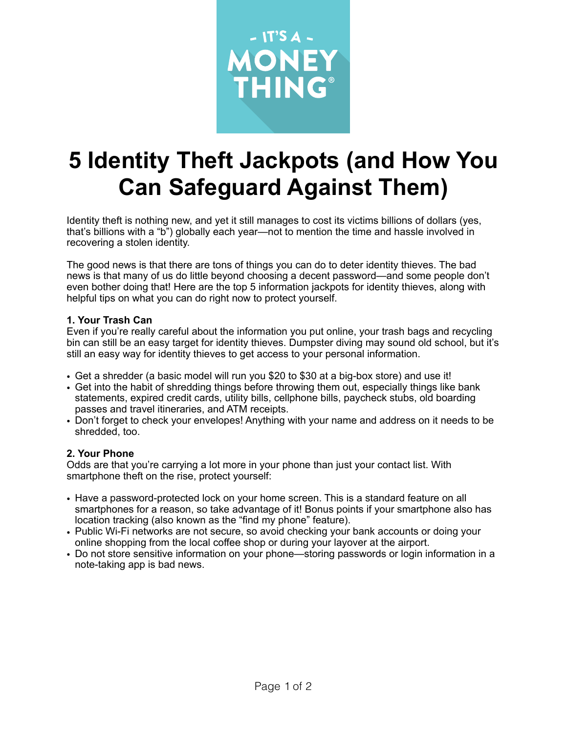# 5 Identity Theft Jackpots (and How You Can Safeguard Against Them)

Identity theft is nothing new, and yet it still manages to cost its victims billions of dollars (yes, that's billions with a "b") globally each year—not to mention the time and hassle involved in recovering a stolen identity.

The good news is that there are tons of things you can do to deter identity thieves. The bad news is that many of us do little beyond choosing a decent password—and some people don't even bother doing that! Here are the top 5 information jackpots for identity thieves, along with helpful tips on what you can do right now to protect yourself.

**1. Your Trash Can**

Even if you're really careful about the information you put online, your trash bags and recycling bin can still be an easy target for identity thieves. Dumpster diving may sound old school, but it's still an easy way for identity thieves to get access to your personal information.

- Get a shredder (a basic model will run you $20 to $30 at a big-box store) and use it!
- Get into the habit of shredding things before throwing them out, especially things like bank statements, expired credit cards, utility bills, cellphone bills, paycheck stubs, old boarding passes and travel itineraries, and ATM receipts.
- Don't forget to check your envelopes! Anything with your name and address on it needs to be shredded, too.

**2. Your Phone**

Odds are that you're carrying a lot more in your phone than just your contact list. With smartphone theft on the rise, protect yourself:

- Have a password-protected lock on your home screen. This is a standard feature on all smartphones for a reason, so take advantage of it! Bonus points if your smartphone also has location tracking (also known as the "find my phone" feature).
- Public Wi-Fi networks are not secure, so avoid checking your bank accounts or doing your online shopping from the local coffee shop or during your layover at the airport.
- Do not store sensitive information on your phone—storing passwords or login information in a note-taking app is bad news.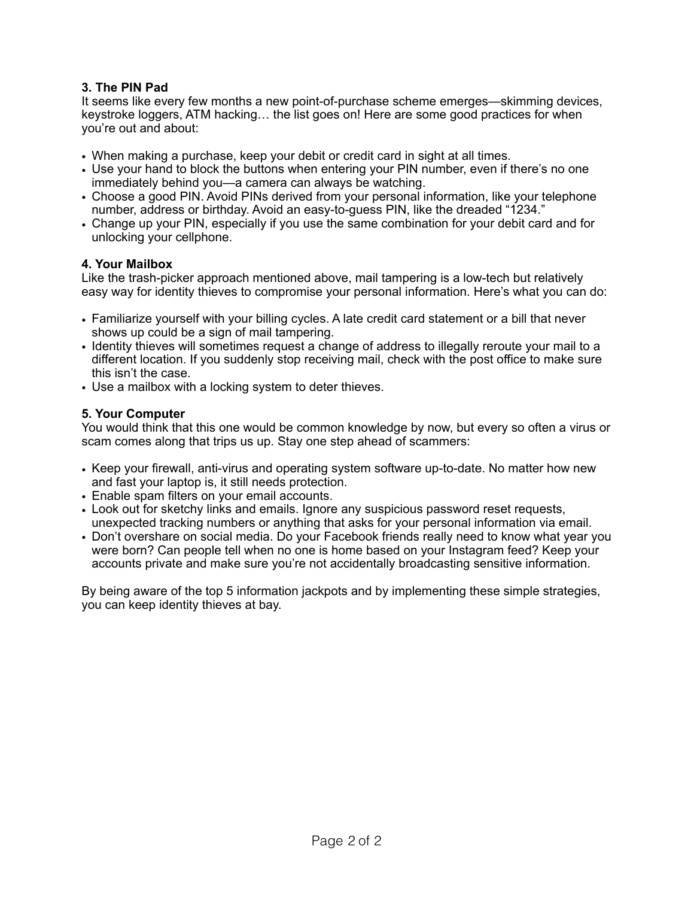**3. The PIN Pad**
It seems like every few months a new point-of-purchase scheme emerges—skimming devices, keystroke loggers, ATM hacking… the list goes on! Here are some good practices for when you're out and about:

- When making a purchase, keep your debit or credit card in sight at all times.
- Use your hand to block the buttons when entering your PIN number, even if there's no one immediately behind you—a camera can always be watching.
- Choose a good PIN. Avoid PINs derived from your personal information, like your telephone number, address or birthday. Avoid an easy-to-guess PIN, like the dreaded "1234."
- Change up your PIN, especially if you use the same combination for your debit card and for unlocking your cellphone.

**4. Your Mailbox**
Like the trash-picker approach mentioned above, mail tampering is a low-tech but relatively easy way for identity thieves to compromise your personal information. Here's what you can do:

- Familiarize yourself with your billing cycles. A late credit card statement or a bill that never shows up could be a sign of mail tampering.
- Identity thieves will sometimes request a change of address to illegally reroute your mail to a different location. If you suddenly stop receiving mail, check with the post office to make sure this isn't the case.
- Use a mailbox with a locking system to deter thieves.

**5. Your Computer**
You would think that this one would be common knowledge by now, but every so often a virus or scam comes along that trips us up. Stay one step ahead of scammers:

- Keep your firewall, anti-virus and operating system software up-to-date. No matter how new and fast your laptop is, it still needs protection.
- Enable spam filters on your email accounts.
- Look out for sketchy links and emails. Ignore any suspicious password reset requests, unexpected tracking numbers or anything that asks for your personal information via email.
- Don't overshare on social media. Do your Facebook friends really need to know what year you were born? Can people tell when no one is home based on your Instagram feed? Keep your accounts private and make sure you're not accidentally broadcasting sensitive information.

By being aware of the top 5 information jackpots and by implementing these simple strategies, you can keep identity thieves at bay.